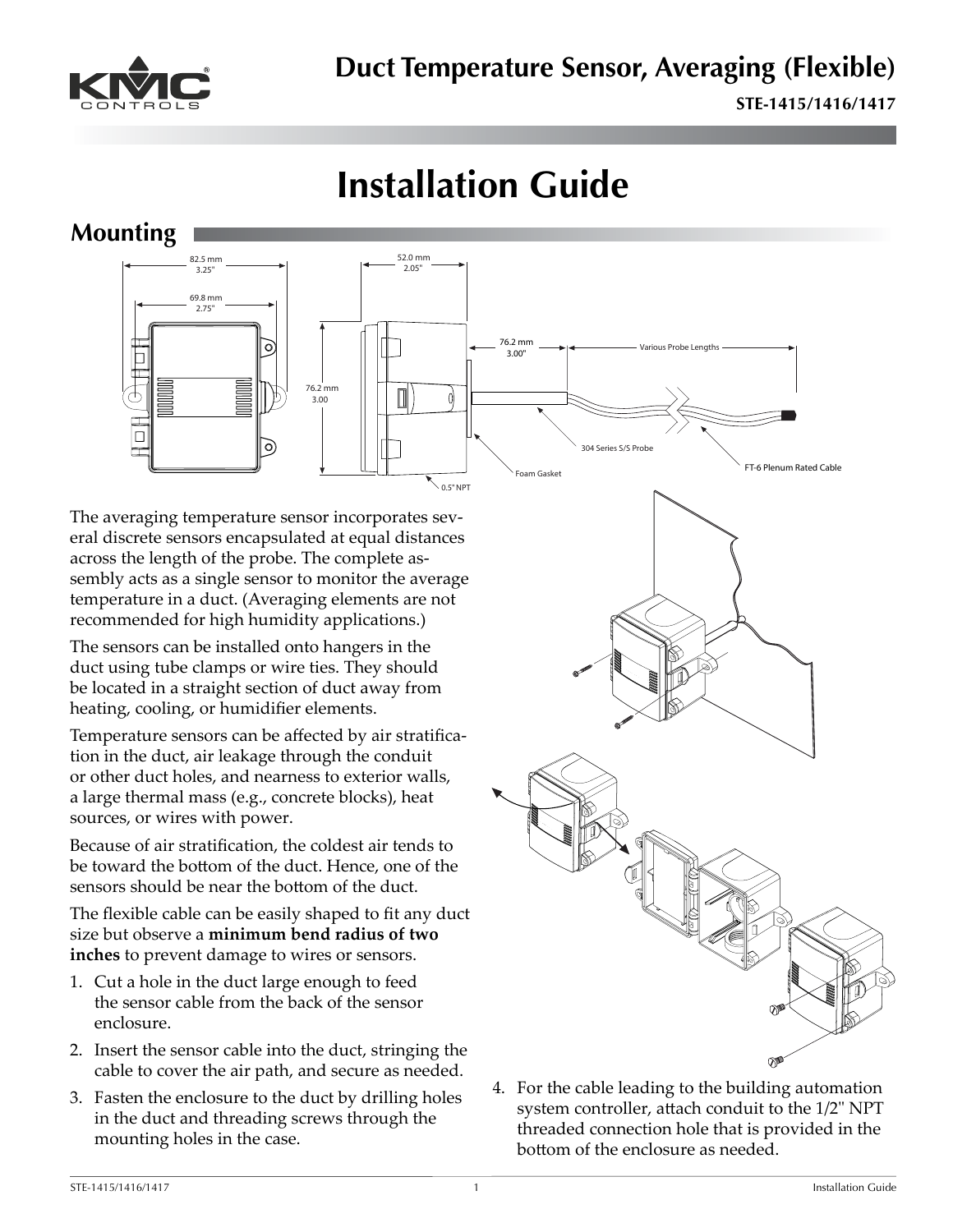# Duct Temperature Sensor, Averaging (Flexible)

**STE-1415/1416/1417**

# Installation Guide

## Mounting

The averaging temperature sensor incorporates several discrete sensors encapsulated at equal distances across the length of the probe. The complete assembly acts as a single sensor to monitor the average temperature in a duct. (Averaging elements are not recommended for high humidity applications.)

The sensors can be installed onto hangers in the duct using tube clamps or wire ties. They should be located in a straight section of duct away from heating, cooling, or humidifier elements.

Temperature sensors can be affected by air stratification in the duct, air leakage through the conduit or other duct holes, and nearness to exterior walls, a large thermal mass (e.g., concrete blocks), heat sources, or wires with power.

Because of air stratification, the coldest air tends to be toward the bottom of the duct. Hence, one of the sensors should be near the bottom of the duct.

The flexible cable can be easily shaped to fit any duct size but observe a **minimum bend radius of two inches** to prevent damage to wires or sensors.

1. Cut a hole in the duct large enough to feed the sensor cable from the back of the sensor enclosure.
2. Insert the sensor cable into the duct, stringing the cable to cover the air path, and secure as needed.
3. Fasten the enclosure to the duct by drilling holes in the duct and threading screws through the mounting holes in the case.
4. For the cable leading to the building automation system controller, attach conduit to the 1/2" NPT threaded connection hole that is provided in the bottom of the enclosure as needed.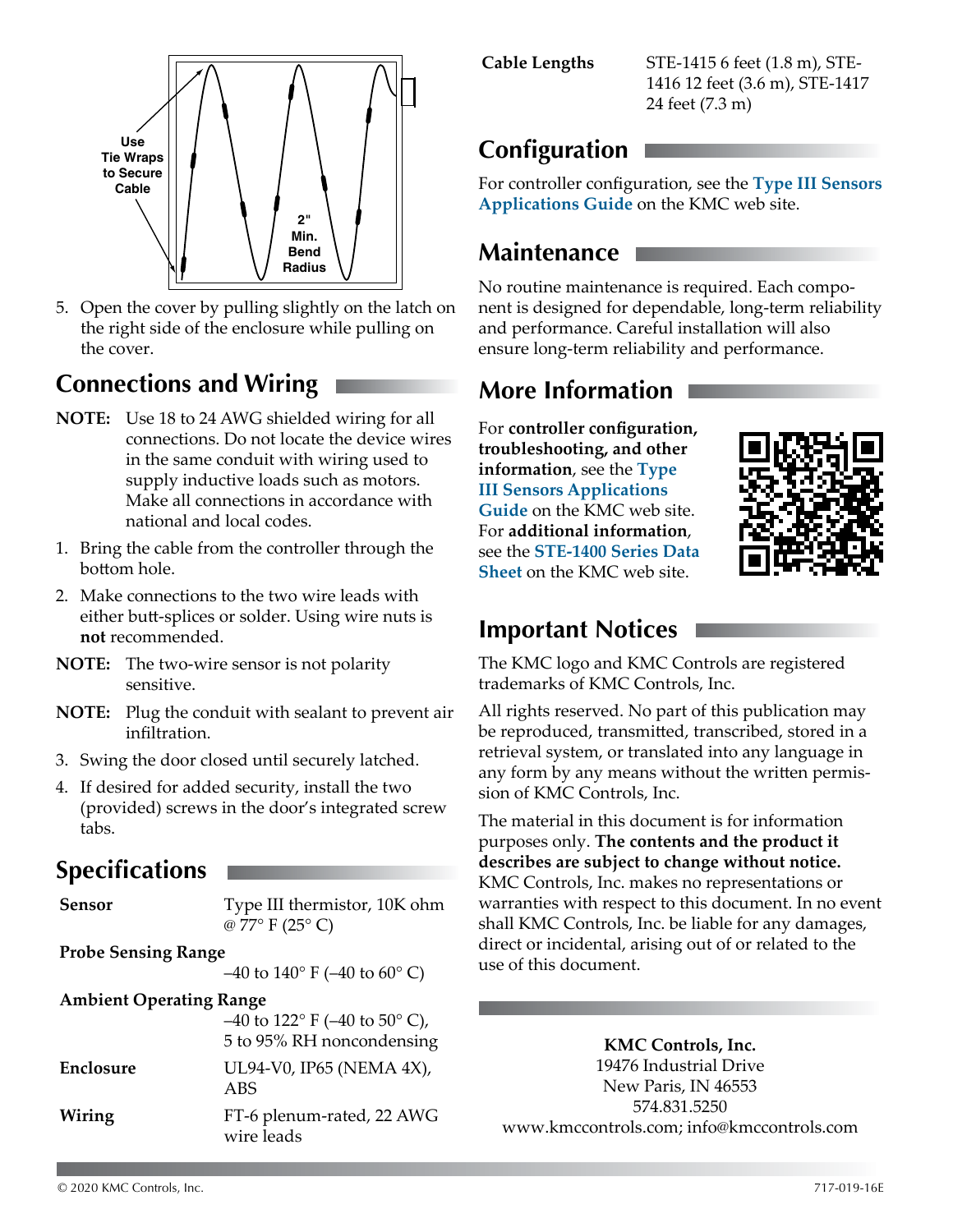Use Tie Wraps to Secure Cable

2" Min. Bend Radius

5. Open the cover by pulling slightly on the latch on the right side of the enclosure while pulling on the cover.

## Connections and Wiring

**NOTE:** Use 18 to 24 AWG shielded wiring for all connections. Do not locate the device wires in the same conduit with wiring used to supply inductive loads such as motors. Make all connections in accordance with national and local codes.

1. Bring the cable from the controller through the bottom hole.
2. Make connections to the two wire leads with either butt-splices or solder. Using wire nuts is **not** recommended.

**NOTE:** The two-wire sensor is not polarity sensitive.

**NOTE:** Plug the conduit with sealant to prevent air infiltration.

3. Swing the door closed until securely latched.
4. If desired for added security, install the two (provided) screws in the door's integrated screw tabs.

## Specifications

| | |
|---|---|
| **Sensor** | Type III thermistor, 10K ohm @ 77° F (25° C) |
| **Probe Sensing Range** | –40 to 140° F (–40 to 60° C) |
| **Ambient Operating Range** | –40 to 122° F (–40 to 50° C), 5 to 95% RH noncondensing |
| **Enclosure** | UL94-V0, IP65 (NEMA 4X), ABS |
| **Wiring** | FT-6 plenum-rated, 22 AWG wire leads |
| **Cable Lengths** | STE-1415 6 feet (1.8 m), STE-1416 12 feet (3.6 m), STE-1417 24 feet (7.3 m) |

## Configuration

For controller configuration, see the **Type III Sensors Applications Guide** on the KMC web site.

## Maintenance

No routine maintenance is required. Each component is designed for dependable, long-term reliability and performance. Careful installation will also ensure long-term reliability and performance.

## More Information

For **controller configuration, troubleshooting, and other information**, see the **Type III Sensors Applications Guide** on the KMC web site. For **additional information**, see the **STE-1400 Series Data Sheet** on the KMC web site.

## Important Notices

The KMC logo and KMC Controls are registered trademarks of KMC Controls, Inc.

All rights reserved. No part of this publication may be reproduced, transmitted, transcribed, stored in a retrieval system, or translated into any language in any form by any means without the written permission of KMC Controls, Inc.

The material in this document is for information purposes only. **The contents and the product it describes are subject to change without notice.** KMC Controls, Inc. makes no representations or warranties with respect to this document. In no event shall KMC Controls, Inc. be liable for any damages, direct or incidental, arising out of or related to the use of this document.

**KMC Controls, Inc.**
19476 Industrial Drive
New Paris, IN 46553
574.831.5250
www.kmccontrols.com; info@kmccontrols.com

© 2020 KMC Controls, Inc. 717-019-16E